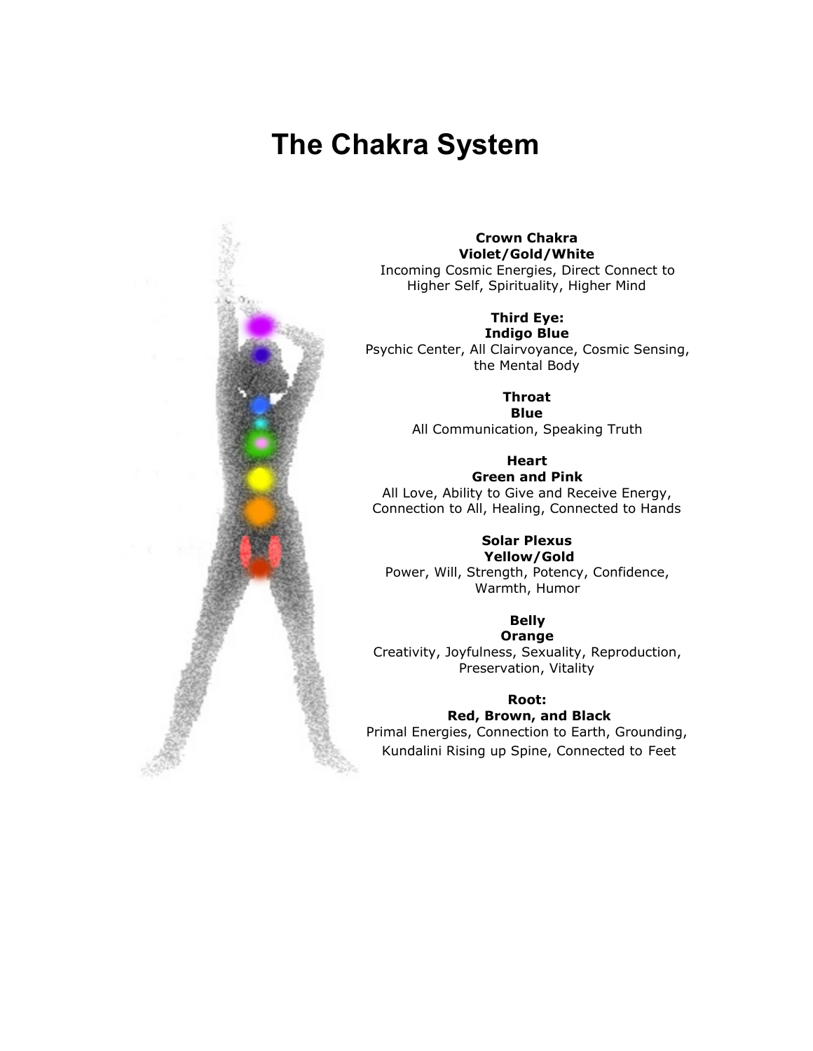# The Chakra System

**Crown Chakra**
**Violet/Gold/White**
Incoming Cosmic Energies, Direct Connect to Higher Self, Spirituality, Higher Mind

**Third Eye:**
**Indigo Blue**
Psychic Center, All Clairvoyance, Cosmic Sensing, the Mental Body

**Throat**
**Blue**
All Communication, Speaking Truth

**Heart**
**Green and Pink**
All Love, Ability to Give and Receive Energy, Connection to All, Healing, Connected to Hands

**Solar Plexus**
**Yellow/Gold**
Power, Will, Strength, Potency, Confidence, Warmth, Humor

**Belly**
**Orange**
Creativity, Joyfulness, Sexuality, Reproduction, Preservation, Vitality

**Root:**
**Red, Brown, and Black**
Primal Energies, Connection to Earth, Grounding, Kundalini Rising up Spine, Connected to Feet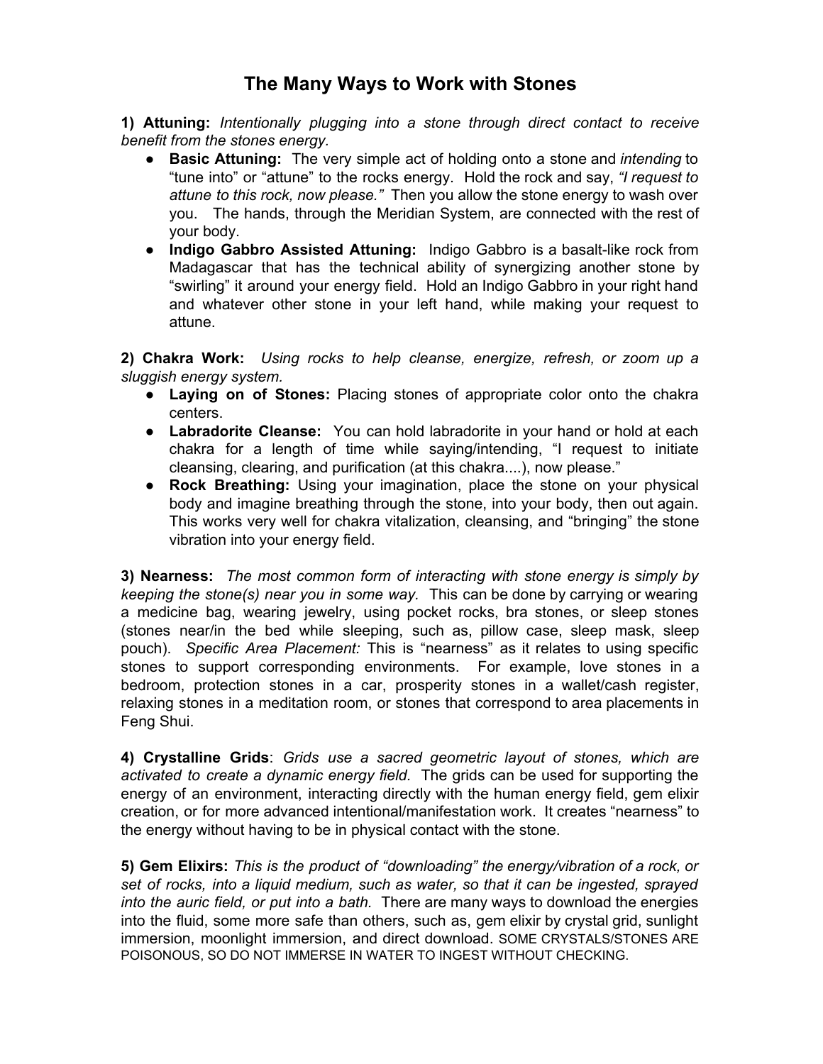# The Many Ways to Work with Stones

**1) Attuning:** *Intentionally plugging into a stone through direct contact to receive benefit from the stones energy.*

- **Basic Attuning:** The very simple act of holding onto a stone and *intending* to "tune into" or "attune" to the rocks energy. Hold the rock and say, *"I request to attune to this rock, now please."* Then you allow the stone energy to wash over you. The hands, through the Meridian System, are connected with the rest of your body.
- **Indigo Gabbro Assisted Attuning:** Indigo Gabbro is a basalt-like rock from Madagascar that has the technical ability of synergizing another stone by "swirling" it around your energy field. Hold an Indigo Gabbro in your right hand and whatever other stone in your left hand, while making your request to attune.

**2) Chakra Work:** *Using rocks to help cleanse, energize, refresh, or zoom up a sluggish energy system.*

- **Laying on of Stones:** Placing stones of appropriate color onto the chakra centers.
- **Labradorite Cleanse:** You can hold labradorite in your hand or hold at each chakra for a length of time while saying/intending, "I request to initiate cleansing, clearing, and purification (at this chakra....), now please."
- **Rock Breathing:** Using your imagination, place the stone on your physical body and imagine breathing through the stone, into your body, then out again. This works very well for chakra vitalization, cleansing, and "bringing" the stone vibration into your energy field.

**3) Nearness:** *The most common form of interacting with stone energy is simply by keeping the stone(s) near you in some way.* This can be done by carrying or wearing a medicine bag, wearing jewelry, using pocket rocks, bra stones, or sleep stones (stones near/in the bed while sleeping, such as, pillow case, sleep mask, sleep pouch). *Specific Area Placement:* This is "nearness" as it relates to using specific stones to support corresponding environments. For example, love stones in a bedroom, protection stones in a car, prosperity stones in a wallet/cash register, relaxing stones in a meditation room, or stones that correspond to area placements in Feng Shui.

**4) Crystalline Grids**: *Grids use a sacred geometric layout of stones, which are activated to create a dynamic energy field.* The grids can be used for supporting the energy of an environment, interacting directly with the human energy field, gem elixir creation, or for more advanced intentional/manifestation work. It creates "nearness" to the energy without having to be in physical contact with the stone.

**5) Gem Elixirs:** *This is the product of "downloading" the energy/vibration of a rock, or set of rocks, into a liquid medium, such as water, so that it can be ingested, sprayed into the auric field, or put into a bath.* There are many ways to download the energies into the fluid, some more safe than others, such as, gem elixir by crystal grid, sunlight immersion, moonlight immersion, and direct download. SOME CRYSTALS/STONES ARE POISONOUS, SO DO NOT IMMERSE IN WATER TO INGEST WITHOUT CHECKING.